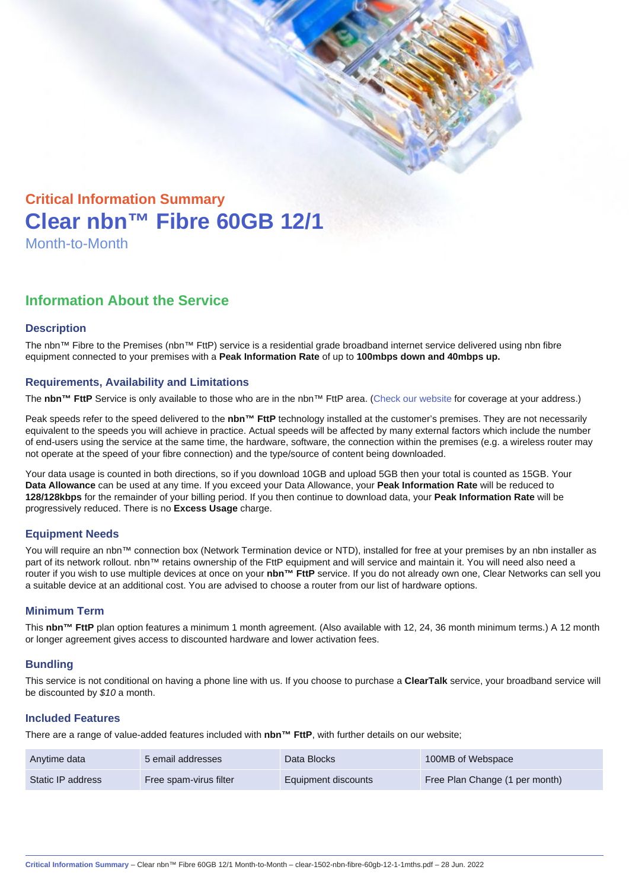## Critical Information Summary

# Clear nbn™ Fibre 60GB 12/1

Month-to-Month

## Information About the Service

### Description

The nbn™ Fibre to the Premises (nbn™ FttP) service is a residential grade broadband internet service delivered using nbn fibre equipment connected to your premises with a **Peak Information Rate** of up to **100mbps down and 40mbps up.**

### Requirements, Availability and Limitations

The **nbn™ FttP** Service is only available to those who are in the nbn™ FttP area. (Check our website for coverage at your address.)

Peak speeds refer to the speed delivered to the **nbn™ FttP** technology installed at the customer's premises. They are not necessarily equivalent to the speeds you will achieve in practice. Actual speeds will be affected by many external factors which include the number of end-users using the service at the same time, the hardware, software, the connection within the premises (e.g. a wireless router may not operate at the speed of your fibre connection) and the type/source of content being downloaded.

Your data usage is counted in both directions, so if you download 10GB and upload 5GB then your total is counted as 15GB. Your **Data Allowance** can be used at any time. If you exceed your Data Allowance, your **Peak Information Rate** will be reduced to **128/128kbps** for the remainder of your billing period. If you then continue to download data, your **Peak Information Rate** will be progressively reduced. There is no **Excess Usage** charge.

### Equipment Needs

You will require an nbn™ connection box (Network Termination device or NTD), installed for free at your premises by an nbn installer as part of its network rollout. nbn™ retains ownership of the FttP equipment and will service and maintain it. You will need also need a router if you wish to use multiple devices at once on your **nbn™ FttP** service. If you do not already own one, Clear Networks can sell you a suitable device at an additional cost. You are advised to choose a router from our list of hardware options.

### Minimum Term

This **nbn™ FttP** plan option features a minimum 1 month agreement. (Also available with 12, 24, 36 month minimum terms.) A 12 month or longer agreement gives access to discounted hardware and lower activation fees.

### Bundling

This service is not conditional on having a phone line with us. If you choose to purchase a **ClearTalk** service, your broadband service will be discounted by *$10* a month.

### Included Features

There are a range of value-added features included with **nbn™ FttP**, with further details on our website;

| | | | |
|---|---|---|---|
| Anytime data | 5 email addresses | Data Blocks | 100MB of Webspace |
| Static IP address | Free spam-virus filter | Equipment discounts | Free Plan Change (1 per month) |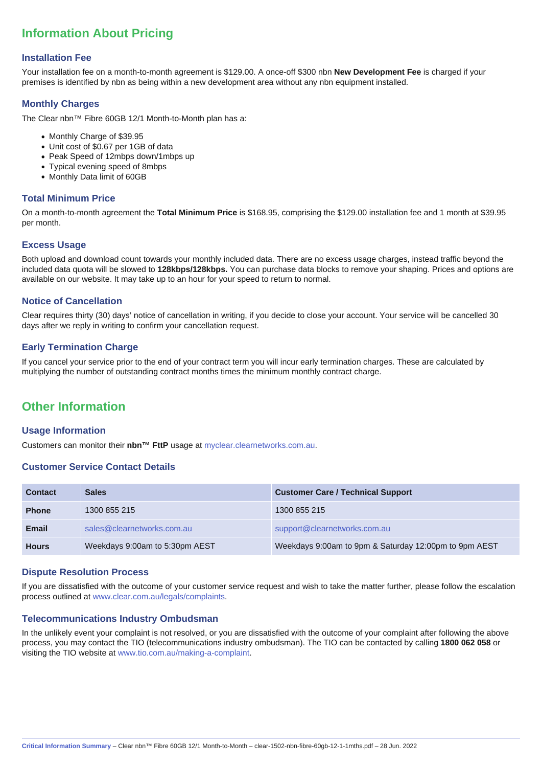## Information About Pricing

### Installation Fee

Your installation fee on a month-to-month agreement is $129.00. A once-off $300 nbn **New Development Fee** is charged if your premises is identified by nbn as being within a new development area without any nbn equipment installed.

### Monthly Charges

The Clear nbn™ Fibre 60GB 12/1 Month-to-Month plan has a:

- Monthly Charge of $39.95
- Unit cost of $0.67 per 1GB of data
- Peak Speed of 12mbps down/1mbps up
- Typical evening speed of 8mbps
- Monthly Data limit of 60GB

### Total Minimum Price

On a month-to-month agreement the **Total Minimum Price** is $168.95, comprising the $129.00 installation fee and 1 month at $39.95 per month.

### Excess Usage

Both upload and download count towards your monthly included data. There are no excess usage charges, instead traffic beyond the included data quota will be slowed to **128kbps/128kbps.** You can purchase data blocks to remove your shaping. Prices and options are available on our website. It may take up to an hour for your speed to return to normal.

### Notice of Cancellation

Clear requires thirty (30) days' notice of cancellation in writing, if you decide to close your account. Your service will be cancelled 30 days after we reply in writing to confirm your cancellation request.

### Early Termination Charge

If you cancel your service prior to the end of your contract term you will incur early termination charges. These are calculated by multiplying the number of outstanding contract months times the minimum monthly contract charge.

## Other Information

### Usage Information

Customers can monitor their **nbn™ FttP** usage at myclear.clearnetworks.com.au.

### Customer Service Contact Details

| Contact | Sales | Customer Care / Technical Support |
|---|---|---|
| **Phone** | 1300 855 215 | 1300 855 215 |
| **Email** | sales@clearnetworks.com.au | support@clearnetworks.com.au |
| **Hours** | Weekdays 9:00am to 5:30pm AEST | Weekdays 9:00am to 9pm & Saturday 12:00pm to 9pm AEST |

### Dispute Resolution Process

If you are dissatisfied with the outcome of your customer service request and wish to take the matter further, please follow the escalation process outlined at www.clear.com.au/legals/complaints.

### Telecommunications Industry Ombudsman

In the unlikely event your complaint is not resolved, or you are dissatisfied with the outcome of your complaint after following the above process, you may contact the TIO (telecommunications industry ombudsman). The TIO can be contacted by calling **1800 062 058** or visiting the TIO website at www.tio.com.au/making-a-complaint.